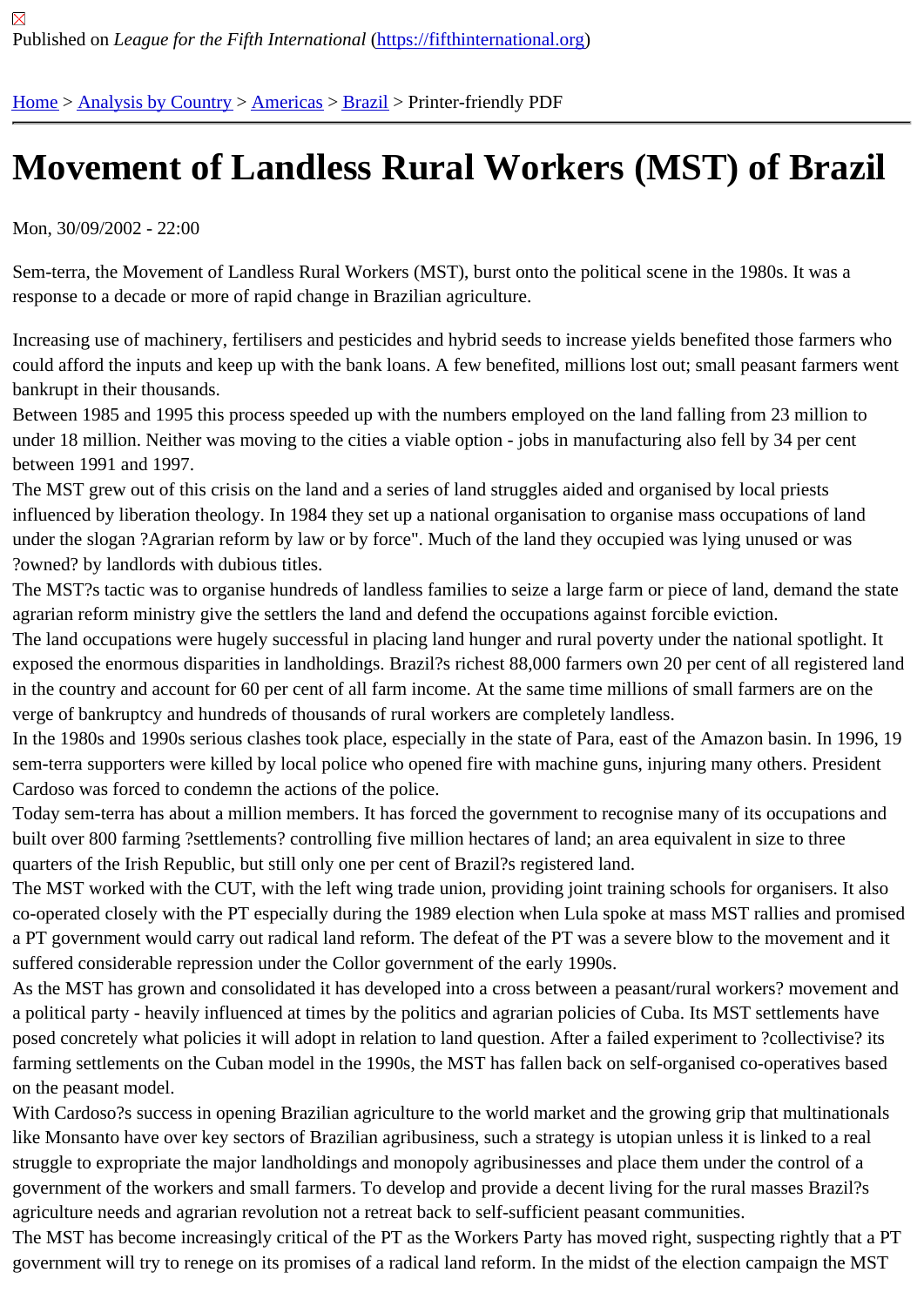Published on *League for the Fifth International* (https://fifthinternational.org)

Home > Analysis by Country > Americas > Brazil > Printer-friendly PDF

# Movement of Landless Rural Workers (MST) of Brazil

Mon, 30/09/2002 - 22:00

Sem-terra, the Movement of Landless Rural Workers (MST), burst onto the political scene in the 1980s. It was a response to a decade or more of rapid change in Brazilian agriculture.

Increasing use of machinery, fertilisers and pesticides and hybrid seeds to increase yields benefited those farmers who could afford the inputs and keep up with the bank loans. A few benefited, millions lost out; small peasant farmers went bankrupt in their thousands.

Between 1985 and 1995 this process speeded up with the numbers employed on the land falling from 23 million to under 18 million. Neither was moving to the cities a viable option - jobs in manufacturing also fell by 34 per cent between 1991 and 1997.

The MST grew out of this crisis on the land and a series of land struggles aided and organised by local priests influenced by liberation theology. In 1984 they set up a national organisation to organise mass occupations of land under the slogan ?Agrarian reform by law or by force". Much of the land they occupied was lying unused or was ?owned? by landlords with dubious titles.

The MST?s tactic was to organise hundreds of landless families to seize a large farm or piece of land, demand the state agrarian reform ministry give the settlers the land and defend the occupations against forcible eviction.

The land occupations were hugely successful in placing land hunger and rural poverty under the national spotlight. It exposed the enormous disparities in landholdings. Brazil?s richest 88,000 farmers own 20 per cent of all registered land in the country and account for 60 per cent of all farm income. At the same time millions of small farmers are on the verge of bankruptcy and hundreds of thousands of rural workers are completely landless.

In the 1980s and 1990s serious clashes took place, especially in the state of Para, east of the Amazon basin. In 1996, 19 sem-terra supporters were killed by local police who opened fire with machine guns, injuring many others. President Cardoso was forced to condemn the actions of the police.

Today sem-terra has about a million members. It has forced the government to recognise many of its occupations and built over 800 farming ?settlements? controlling five million hectares of land; an area equivalent in size to three quarters of the Irish Republic, but still only one per cent of Brazil?s registered land.

The MST worked with the CUT, with the left wing trade union, providing joint training schools for organisers. It also co-operated closely with the PT especially during the 1989 election when Lula spoke at mass MST rallies and promised a PT government would carry out radical land reform. The defeat of the PT was a severe blow to the movement and it suffered considerable repression under the Collor government of the early 1990s.

As the MST has grown and consolidated it has developed into a cross between a peasant/rural workers? movement and a political party - heavily influenced at times by the politics and agrarian policies of Cuba. Its MST settlements have posed concretely what policies it will adopt in relation to land question. After a failed experiment to ?collectivise? its farming settlements on the Cuban model in the 1990s, the MST has fallen back on self-organised co-operatives based on the peasant model.

With Cardoso?s success in opening Brazilian agriculture to the world market and the growing grip that multinationals like Monsanto have over key sectors of Brazilian agribusiness, such a strategy is utopian unless it is linked to a real struggle to expropriate the major landholdings and monopoly agribusinesses and place them under the control of a government of the workers and small farmers. To develop and provide a decent living for the rural masses Brazil?s agriculture needs and agrarian revolution not a retreat back to self-sufficient peasant communities.

The MST has become increasingly critical of the PT as the Workers Party has moved right, suspecting rightly that a PT government will try to renege on its promises of a radical land reform. In the midst of the election campaign the MST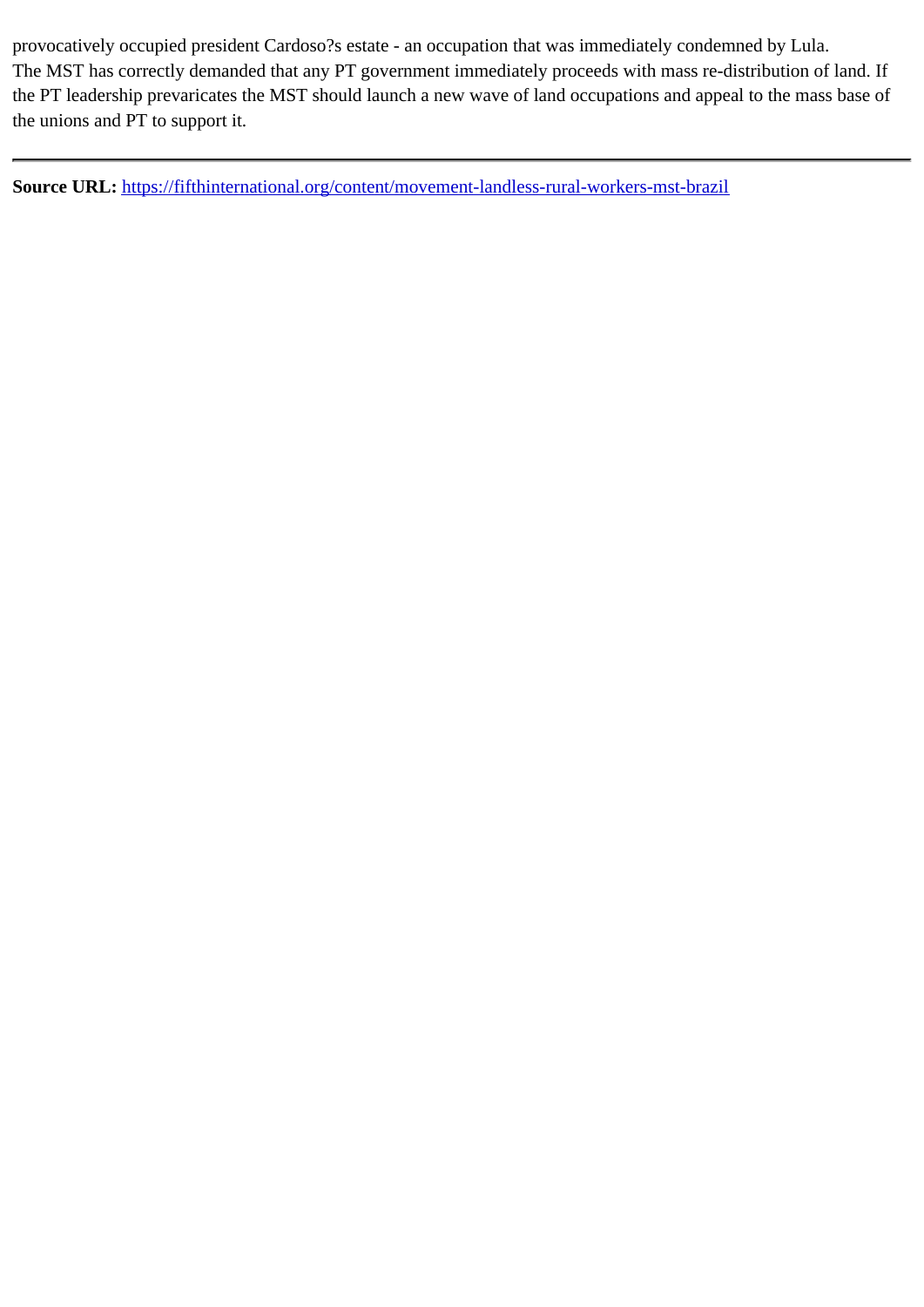provocatively occupied president Cardoso?s estate - an occupation that was immediately condemned by Lula.

The MST has correctly demanded that any PT government immediately proceeds with mass re-distribution of land. If the PT leadership prevaricates the MST should launch a new wave of land occupations and appeal to the mass base of the unions and PT to support it.

---

**Source URL:** https://fifthinternational.org/content/movement-landless-rural-workers-mst-brazil